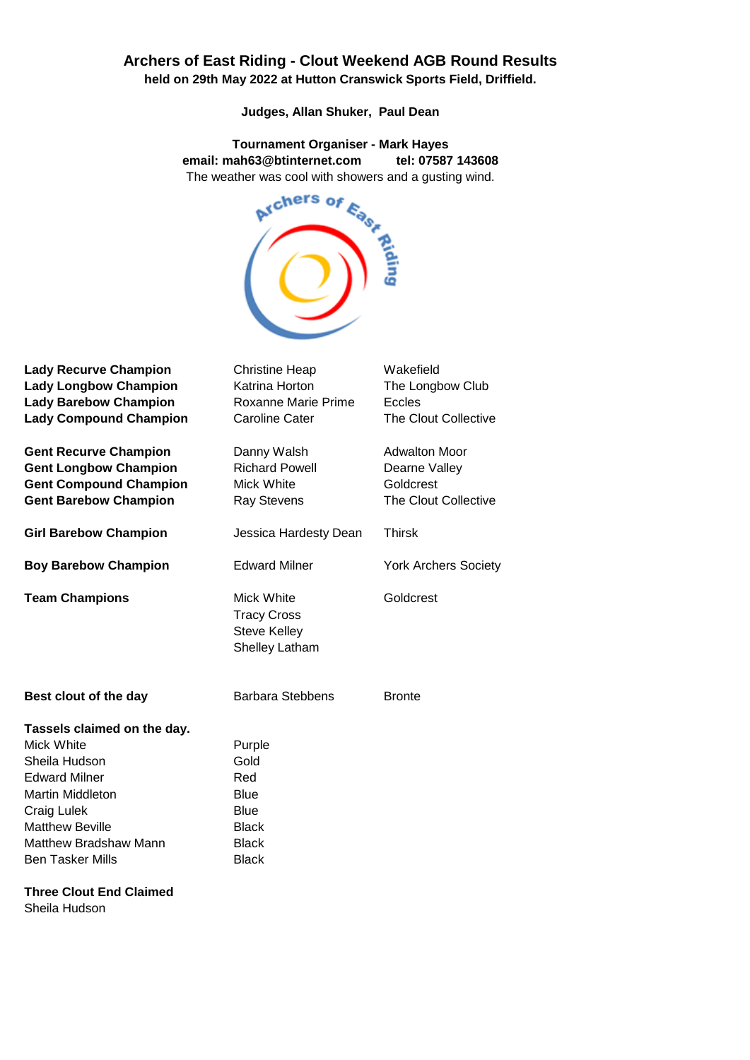# Archers of East Riding - Clout Weekend AGB Round Results

**held on 29th May 2022 at Hutton Cranswick Sports Field, Driffield.**

**Judges, Allan Shuker, Paul Dean**

**Tournament Organiser - Mark Hayes**
**email: mah63@btinternet.com tel: 07587 143608**
The weather was cool with showers and a gusting wind.

| | | |
|---|---|---|
| **Lady Recurve Champion** | Christine Heap | Wakefield |
| **Lady Longbow Champion** | Katrina Horton | The Longbow Club |
| **Lady Barebow Champion** | Roxanne Marie Prime | Eccles |
| **Lady Compound Champion** | Caroline Cater | The Clout Collective |
| **Gent Recurve Champion** | Danny Walsh | Adwalton Moor |
| **Gent Longbow Champion** | Richard Powell | Dearne Valley |
| **Gent Compound Champion** | Mick White | Goldcrest |
| **Gent Barebow Champion** | Ray Stevens | The Clout Collective |
| **Girl Barebow Champion** | Jessica Hardesty Dean | Thirsk |
| **Boy Barebow Champion** | Edward Milner | York Archers Society |
| **Team Champions** | Mick White<br>Tracy Cross<br>Steve Kelley<br>Shelley Latham | Goldcrest |
| **Best clout of the day** | Barbara Stebbens | Bronte |

**Tassels claimed on the day.**

| | |
|---|---|
| Mick White | Purple |
| Sheila Hudson | Gold |
| Edward Milner | Red |
| Martin Middleton | Blue |
| Craig Lulek | Blue |
| Matthew Beville | Black |
| Matthew Bradshaw Mann | Black |
| Ben Tasker Mills | Black |

**Three Clout End Claimed**

Sheila Hudson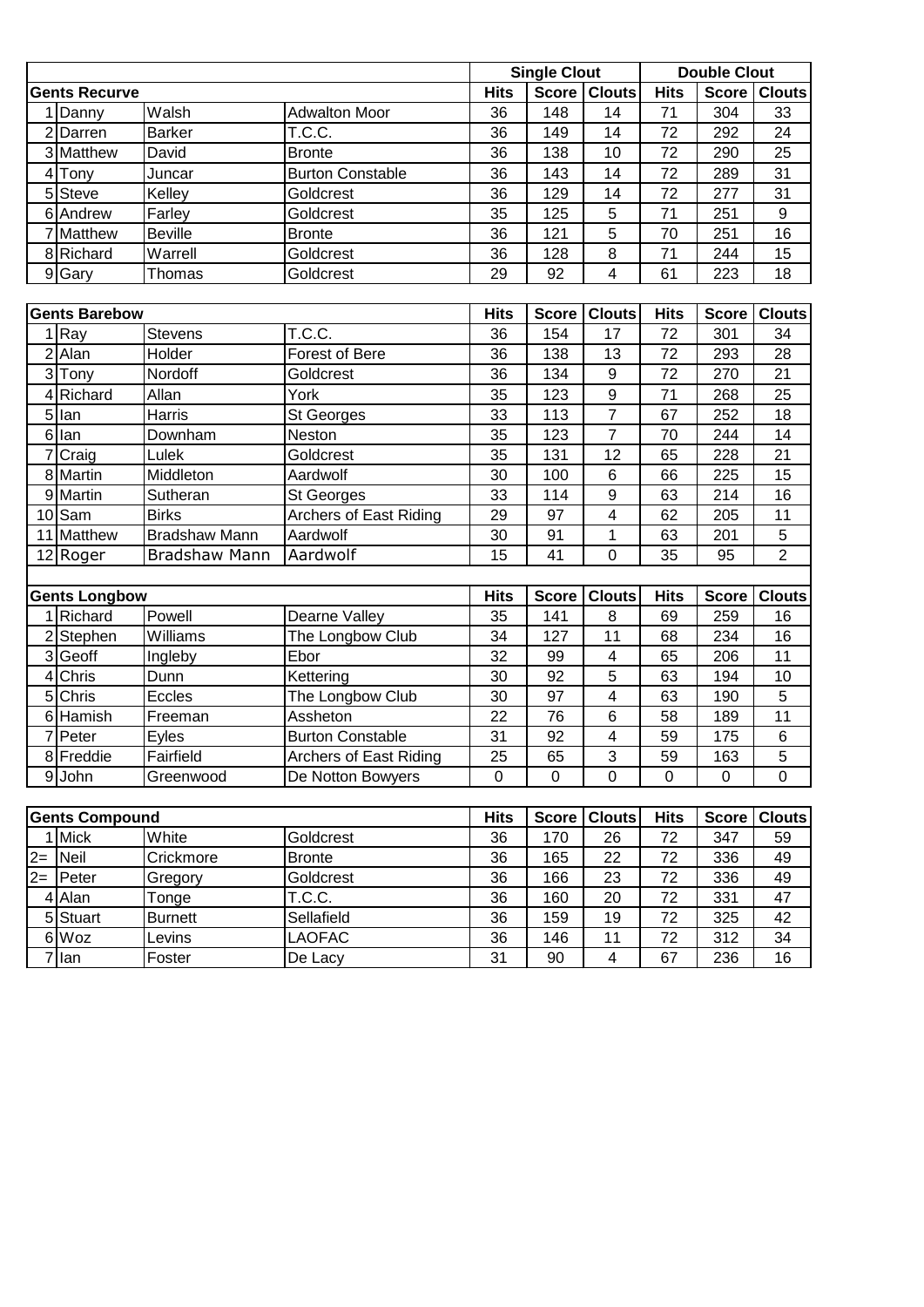| | | | | Single Clout | | | Double Clout | | |
|---|---|---|---|---|---|---|---|---|---|
| **Gents Recurve** | | | | **Hits** | **Score** | **Clouts** | **Hits** | **Score** | **Clouts** |
| 1 | Danny | Walsh | Adwalton Moor | 36 | 148 | 14 | 71 | 304 | 33 |
| 2 | Darren | Barker | T.C.C. | 36 | 149 | 14 | 72 | 292 | 24 |
| 3 | Matthew | David | Bronte | 36 | 138 | 10 | 72 | 290 | 25 |
| 4 | Tony | Juncar | Burton Constable | 36 | 143 | 14 | 72 | 289 | 31 |
| 5 | Steve | Kelley | Goldcrest | 36 | 129 | 14 | 72 | 277 | 31 |
| 6 | Andrew | Farley | Goldcrest | 35 | 125 | 5 | 71 | 251 | 9 |
| 7 | Matthew | Beville | Bronte | 36 | 121 | 5 | 70 | 251 | 16 |
| 8 | Richard | Warrell | Goldcrest | 36 | 128 | 8 | 71 | 244 | 15 |
| 9 | Gary | Thomas | Goldcrest | 29 | 92 | 4 | 61 | 223 | 18 |

| **Gents Barebow** | | | | **Hits** | **Score** | **Clouts** | **Hits** | **Score** | **Clouts** |
|---|---|---|---|---|---|---|---|---|---|
| 1 | Ray | Stevens | T.C.C. | 36 | 154 | 17 | 72 | 301 | 34 |
| 2 | Alan | Holder | Forest of Bere | 36 | 138 | 13 | 72 | 293 | 28 |
| 3 | Tony | Nordoff | Goldcrest | 36 | 134 | 9 | 72 | 270 | 21 |
| 4 | Richard | Allan | York | 35 | 123 | 9 | 71 | 268 | 25 |
| 5 | Ian | Harris | St Georges | 33 | 113 | 7 | 67 | 252 | 18 |
| 6 | Ian | Downham | Neston | 35 | 123 | 7 | 70 | 244 | 14 |
| 7 | Craig | Lulek | Goldcrest | 35 | 131 | 12 | 65 | 228 | 21 |
| 8 | Martin | Middleton | Aardwolf | 30 | 100 | 6 | 66 | 225 | 15 |
| 9 | Martin | Sutheran | St Georges | 33 | 114 | 9 | 63 | 214 | 16 |
| 10 | Sam | Birks | Archers of East Riding | 29 | 97 | 4 | 62 | 205 | 11 |
| 11 | Matthew | Bradshaw Mann | Aardwolf | 30 | 91 | 1 | 63 | 201 | 5 |
| 12 | Roger | Bradshaw Mann | Aardwolf | 15 | 41 | 0 | 35 | 95 | 2 |

| **Gents Longbow** | | | | **Hits** | **Score** | **Clouts** | **Hits** | **Score** | **Clouts** |
|---|---|---|---|---|---|---|---|---|---|
| 1 | Richard | Powell | Dearne Valley | 35 | 141 | 8 | 69 | 259 | 16 |
| 2 | Stephen | Williams | The Longbow Club | 34 | 127 | 11 | 68 | 234 | 16 |
| 3 | Geoff | Ingleby | Ebor | 32 | 99 | 4 | 65 | 206 | 11 |
| 4 | Chris | Dunn | Kettering | 30 | 92 | 5 | 63 | 194 | 10 |
| 5 | Chris | Eccles | The Longbow Club | 30 | 97 | 4 | 63 | 190 | 5 |
| 6 | Hamish | Freeman | Assheton | 22 | 76 | 6 | 58 | 189 | 11 |
| 7 | Peter | Eyles | Burton Constable | 31 | 92 | 4 | 59 | 175 | 6 |
| 8 | Freddie | Fairfield | Archers of East Riding | 25 | 65 | 3 | 59 | 163 | 5 |
| 9 | John | Greenwood | De Notton Bowyers | 0 | 0 | 0 | 0 | 0 | 0 |

| **Gents Compound** | | | | **Hits** | **Score** | **Clouts** | **Hits** | **Score** | **Clouts** |
|---|---|---|---|---|---|---|---|---|---|
| 1 | Mick | White | Goldcrest | 36 | 170 | 26 | 72 | 347 | 59 |
| 2= | Neil | Crickmore | Bronte | 36 | 165 | 22 | 72 | 336 | 49 |
| 2= | Peter | Gregory | Goldcrest | 36 | 166 | 23 | 72 | 336 | 49 |
| 4 | Alan | Tonge | T.C.C. | 36 | 160 | 20 | 72 | 331 | 47 |
| 5 | Stuart | Burnett | Sellafield | 36 | 159 | 19 | 72 | 325 | 42 |
| 6 | Woz | Levins | LAOFAC | 36 | 146 | 11 | 72 | 312 | 34 |
| 7 | Ian | Foster | De Lacy | 31 | 90 | 4 | 67 | 236 | 16 |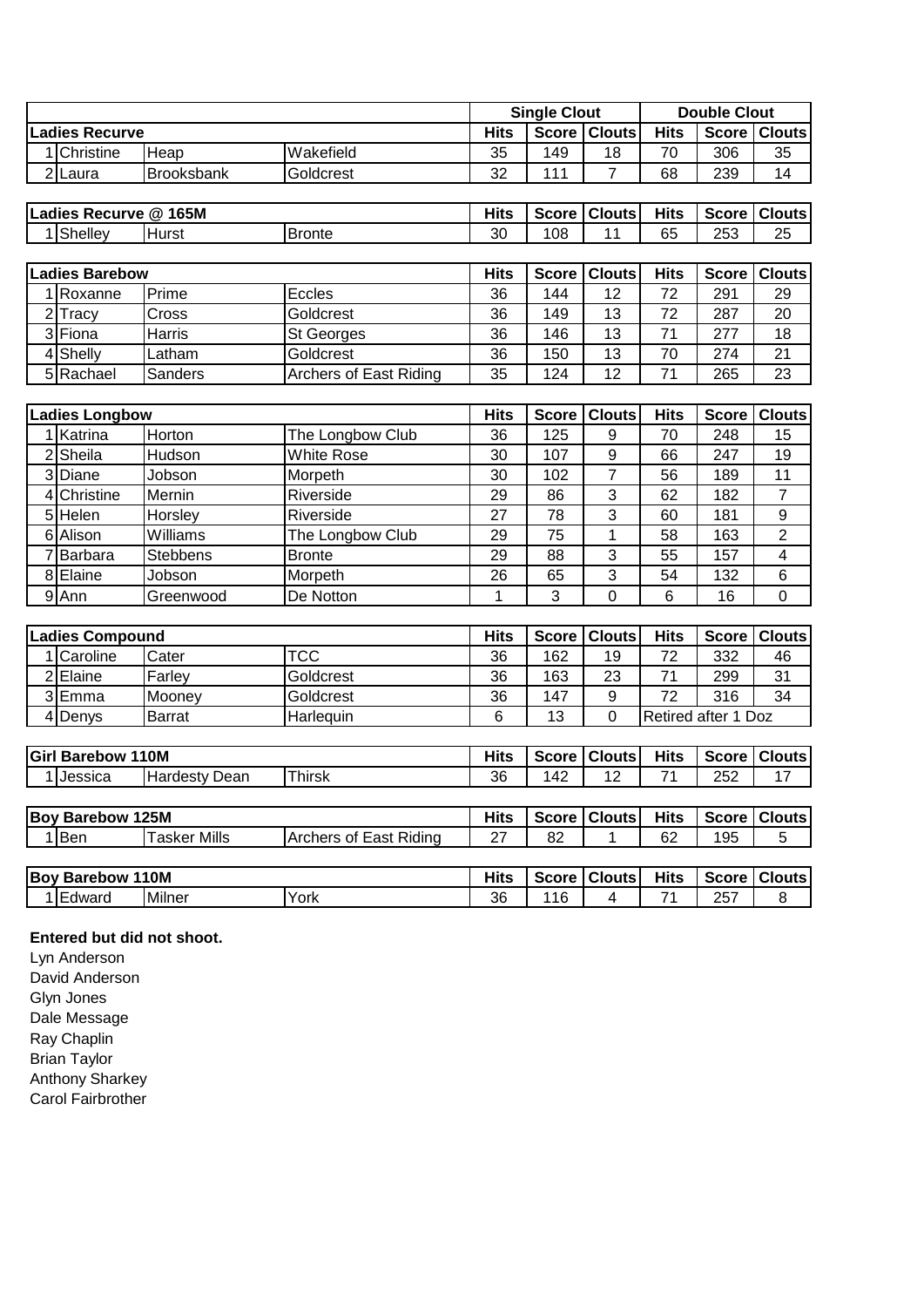| | | | | Single Clout | | | Double Clout | | |
|---|---|---|---|---|---|---|---|---|---|
| **Ladies Recurve** | | | | **Hits** | **Score** | **Clouts** | **Hits** | **Score** | **Clouts** |
| 1 | Christine | Heap | Wakefield | 35 | 149 | 18 | 70 | 306 | 35 |
| 2 | Laura | Brooksbank | Goldcrest | 32 | 111 | 7 | 68 | 239 | 14 |

| **Ladies Recurve @ 165M** | | | | **Hits** | **Score** | **Clouts** | **Hits** | **Score** | **Clouts** |
|---|---|---|---|---|---|---|---|---|---|
| 1 | Shelley | Hurst | Bronte | 30 | 108 | 11 | 65 | 253 | 25 |

| **Ladies Barebow** | | | | **Hits** | **Score** | **Clouts** | **Hits** | **Score** | **Clouts** |
|---|---|---|---|---|---|---|---|---|---|
| 1 | Roxanne | Prime | Eccles | 36 | 144 | 12 | 72 | 291 | 29 |
| 2 | Tracy | Cross | Goldcrest | 36 | 149 | 13 | 72 | 287 | 20 |
| 3 | Fiona | Harris | St Georges | 36 | 146 | 13 | 71 | 277 | 18 |
| 4 | Shelly | Latham | Goldcrest | 36 | 150 | 13 | 70 | 274 | 21 |
| 5 | Rachael | Sanders | Archers of East Riding | 35 | 124 | 12 | 71 | 265 | 23 |

| **Ladies Longbow** | | | | **Hits** | **Score** | **Clouts** | **Hits** | **Score** | **Clouts** |
|---|---|---|---|---|---|---|---|---|---|
| 1 | Katrina | Horton | The Longbow Club | 36 | 125 | 9 | 70 | 248 | 15 |
| 2 | Sheila | Hudson | White Rose | 30 | 107 | 9 | 66 | 247 | 19 |
| 3 | Diane | Jobson | Morpeth | 30 | 102 | 7 | 56 | 189 | 11 |
| 4 | Christine | Mernin | Riverside | 29 | 86 | 3 | 62 | 182 | 7 |
| 5 | Helen | Horsley | Riverside | 27 | 78 | 3 | 60 | 181 | 9 |
| 6 | Alison | Williams | The Longbow Club | 29 | 75 | 1 | 58 | 163 | 2 |
| 7 | Barbara | Stebbens | Bronte | 29 | 88 | 3 | 55 | 157 | 4 |
| 8 | Elaine | Jobson | Morpeth | 26 | 65 | 3 | 54 | 132 | 6 |
| 9 | Ann | Greenwood | De Notton | 1 | 3 | 0 | 6 | 16 | 0 |

| **Ladies Compound** | | | | **Hits** | **Score** | **Clouts** | **Hits** | **Score** | **Clouts** |
|---|---|---|---|---|---|---|---|---|---|
| 1 | Caroline | Cater | TCC | 36 | 162 | 19 | 72 | 332 | 46 |
| 2 | Elaine | Farley | Goldcrest | 36 | 163 | 23 | 71 | 299 | 31 |
| 3 | Emma | Mooney | Goldcrest | 36 | 147 | 9 | 72 | 316 | 34 |
| 4 | Denys | Barrat | Harlequin | 6 | 13 | 0 | Retired after 1 Doz | | |

| **Girl Barebow 110M** | | | | **Hits** | **Score** | **Clouts** | **Hits** | **Score** | **Clouts** |
|---|---|---|---|---|---|---|---|---|---|
| 1 | Jessica | Hardesty Dean | Thirsk | 36 | 142 | 12 | 71 | 252 | 17 |

| **Boy Barebow 125M** | | | | **Hits** | **Score** | **Clouts** | **Hits** | **Score** | **Clouts** |
|---|---|---|---|---|---|---|---|---|---|
| 1 | Ben | Tasker Mills | Archers of East Riding | 27 | 82 | 1 | 62 | 195 | 5 |

| **Boy Barebow 110M** | | | | **Hits** | **Score** | **Clouts** | **Hits** | **Score** | **Clouts** |
|---|---|---|---|---|---|---|---|---|---|
| 1 | Edward | Milner | York | 36 | 116 | 4 | 71 | 257 | 8 |

**Entered but did not shoot.**

Lyn Anderson
David Anderson
Glyn Jones
Dale Message
Ray Chaplin
Brian Taylor
Anthony Sharkey
Carol Fairbrother